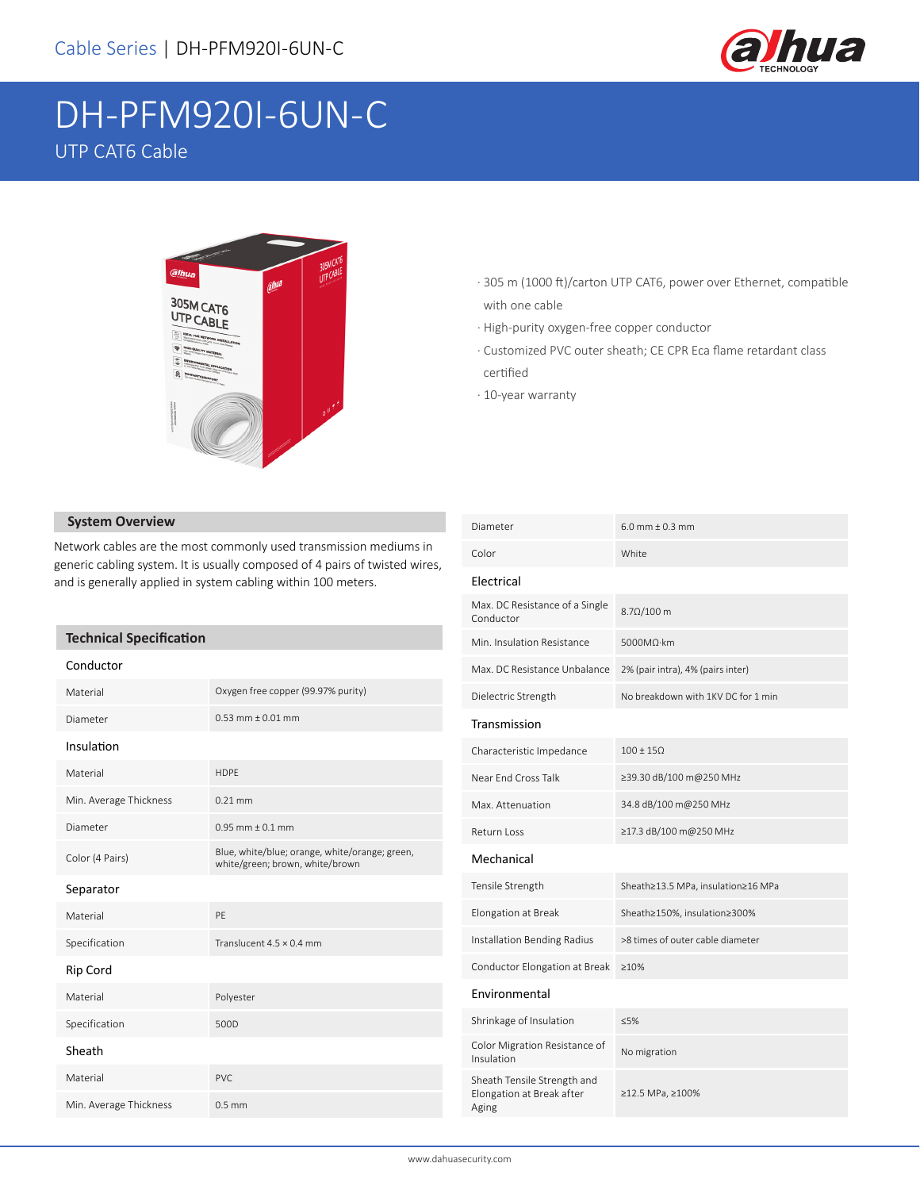Cable Series | DH-PFM920I-6UN-C

# DH-PFM920I-6UN-C

UTP CAT6 Cable

- 305 m (1000 ft)/carton UTP CAT6, power over Ethernet, compatible with one cable
- High-purity oxygen-free copper conductor
- Customized PVC outer sheath; CE CPR Eca flame retardant class certified
- 10-year warranty

## System Overview

Network cables are the most commonly used transmission mediums in generic cabling system. It is usually composed of 4 pairs of twisted wires, and is generally applied in system cabling within 100 meters.

## Technical Specification

| Conductor | |
|---|---|
| Material | Oxygen free copper (99.97% purity) |
| Diameter | 0.53 mm ± 0.01 mm |
| **Insulation** | |
| Material | HDPE |
| Min. Average Thickness | 0.21 mm |
| Diameter | 0.95 mm ± 0.1 mm |
| Color (4 Pairs) | Blue, white/blue; orange, white/orange; green, white/green; brown, white/brown |
| **Separator** | |
| Material | PE |
| Specification | Translucent 4.5 × 0.4 mm |
| **Rip Cord** | |
| Material | Polyester |
| Specification | 500D |
| **Sheath** | |
| Material | PVC |
| Min. Average Thickness | 0.5 mm |
| Diameter | 6.0 mm ± 0.3 mm |
| Color | White |
| **Electrical** | |
| Max. DC Resistance of a Single Conductor | 8.7Ω/100 m |
| Min. Insulation Resistance | 5000MΩ·km |
| Max. DC Resistance Unbalance | 2% (pair intra), 4% (pairs inter) |
| Dielectric Strength | No breakdown with 1KV DC for 1 min |
| **Transmission** | |
| Characteristic Impedance | 100 ± 15Ω |
| Near End Cross Talk | ≥39.30 dB/100 m@250 MHz |
| Max. Attenuation | 34.8 dB/100 m@250 MHz |
| Return Loss | ≥17.3 dB/100 m@250 MHz |
| **Mechanical** | |
| Tensile Strength | Sheath≥13.5 MPa, insulation≥16 MPa |
| Elongation at Break | Sheath≥150%, insulation≥300% |
| Installation Bending Radius | >8 times of outer cable diameter |
| Conductor Elongation at Break | ≥10% |
| **Environmental** | |
| Shrinkage of Insulation | ≤5% |
| Color Migration Resistance of Insulation | No migration |
| Sheath Tensile Strength and Elongation at Break after Aging | ≥12.5 MPa, ≥100% |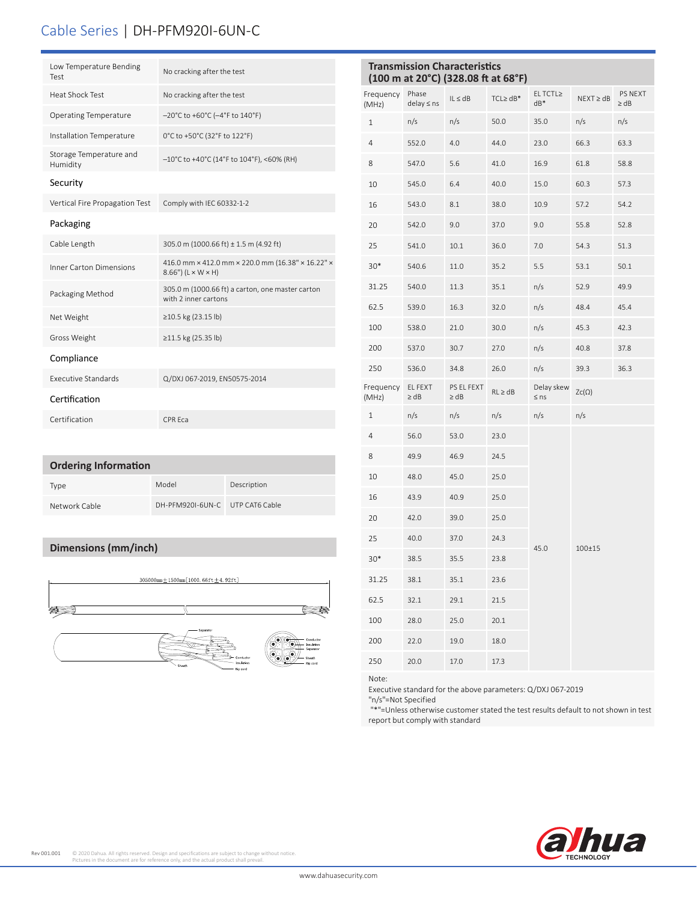# Cable Series | DH-PFM920I-6UN-C

| | |
|---|---|
| Low Temperature Bending Test | No cracking after the test |
| Heat Shock Test | No cracking after the test |
| Operating Temperature | –20°C to +60°C (–4°F to 140°F) |
| Installation Temperature | 0°C to +50°C (32°F to 122°F) |
| Storage Temperature and Humidity | –10°C to +40°C (14°F to 104°F), <60% (RH) |
| **Security** | |
| Vertical Fire Propagation Test | Comply with IEC 60332-1-2 |
| **Packaging** | |
| Cable Length | 305.0 m (1000.66 ft) ± 1.5 m (4.92 ft) |
| Inner Carton Dimensions | 416.0 mm × 412.0 mm × 220.0 mm (16.38" × 16.22" × 8.66") (L × W × H) |
| Packaging Method | 305.0 m (1000.66 ft) a carton, one master carton with 2 inner cartons |
| Net Weight | ≥10.5 kg (23.15 lb) |
| Gross Weight | ≥11.5 kg (25.35 lb) |
| **Compliance** | |
| Executive Standards | Q/DXJ 067-2019, EN50575-2014 |
| **Certification** | |
| Certification | CPR Eca |

## Ordering Information

| Type | Model | Description |
|---|---|---|
| Network Cable | DH-PFM920I-6UN-C | UTP CAT6 Cable |

## Dimensions (mm/inch)

305000mm±1500mm[1000.66ft±4.92ft]

Separator
Conductor
Insulation
Rip cord
Sheath

## Transmission Characteristics (100 m at 20°C) (328.08 ft at 68°F)

| Frequency (MHz) | Phase delay ≤ ns | IL ≤ dB | TCL≥ dB* | EL TCTL≥ dB* | NEXT ≥ dB | PS NEXT ≥ dB |
|---|---|---|---|---|---|---|
| 1 | n/s | n/s | 50.0 | 35.0 | n/s | n/s |
| 4 | 552.0 | 4.0 | 44.0 | 23.0 | 66.3 | 63.3 |
| 8 | 547.0 | 5.6 | 41.0 | 16.9 | 61.8 | 58.8 |
| 10 | 545.0 | 6.4 | 40.0 | 15.0 | 60.3 | 57.3 |
| 16 | 543.0 | 8.1 | 38.0 | 10.9 | 57.2 | 54.2 |
| 20 | 542.0 | 9.0 | 37.0 | 9.0 | 55.8 | 52.8 |
| 25 | 541.0 | 10.1 | 36.0 | 7.0 | 54.3 | 51.3 |
| 30* | 540.6 | 11.0 | 35.2 | 5.5 | 53.1 | 50.1 |
| 31.25 | 540.0 | 11.3 | 35.1 | n/s | 52.9 | 49.9 |
| 62.5 | 539.0 | 16.3 | 32.0 | n/s | 48.4 | 45.4 |
| 100 | 538.0 | 21.0 | 30.0 | n/s | 45.3 | 42.3 |
| 200 | 537.0 | 30.7 | 27.0 | n/s | 40.8 | 37.8 |
| 250 | 536.0 | 34.8 | 26.0 | n/s | 39.3 | 36.3 |

| Frequency (MHz) | EL FEXT ≥ dB | PS EL FEXT ≥ dB | RL ≥ dB | Delay skew ≤ ns | Zc(Ω) |
|---|---|---|---|---|---|
| 1 | n/s | n/s | n/s | n/s | n/s |
| 4 | 56.0 | 53.0 | 23.0 | 45.0 | 100±15 |
| 8 | 49.9 | 46.9 | 24.5 | | |
| 10 | 48.0 | 45.0 | 25.0 | | |
| 16 | 43.9 | 40.9 | 25.0 | | |
| 20 | 42.0 | 39.0 | 25.0 | | |
| 25 | 40.0 | 37.0 | 24.3 | | |
| 30* | 38.5 | 35.5 | 23.8 | | |
| 31.25 | 38.1 | 35.1 | 23.6 | | |
| 62.5 | 32.1 | 29.1 | 21.5 | | |
| 100 | 28.0 | 25.0 | 20.1 | | |
| 200 | 22.0 | 19.0 | 18.0 | | |
| 250 | 20.0 | 17.0 | 17.3 | | |

Note:
Executive standard for the above parameters: Q/DXJ 067-2019
"n/s"=Not Specified
"*"=Unless otherwise customer stated the test results default to not shown in test report but comply with standard

Rev 001.001 © 2020 Dahua. All rights reserved. Design and specifications are subject to change without notice. Pictures in the document are for reference only, and the actual product shall prevail.

www.dahuasecurity.com